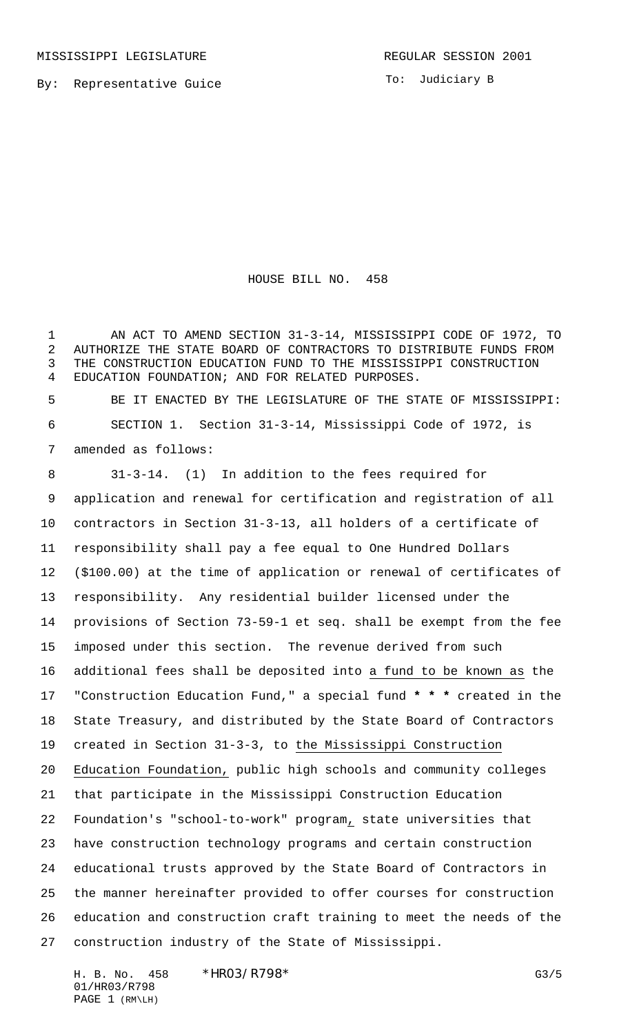MISSISSIPPI LEGISLATURE

REGULAR SESSION 2001

By: Representative Guice

To: Judiciary B

# HOUSE BILL NO. 458

AN ACT TO AMEND SECTION 31-3-14, MISSISSIPPI CODE OF 1972, TO AUTHORIZE THE STATE BOARD OF CONTRACTORS TO DISTRIBUTE FUNDS FROM THE CONSTRUCTION EDUCATION FUND TO THE MISSISSIPPI CONSTRUCTION EDUCATION FOUNDATION; AND FOR RELATED PURPOSES.

BE IT ENACTED BY THE LEGISLATURE OF THE STATE OF MISSISSIPPI:

SECTION 1. Section 31-3-14, Mississippi Code of 1972, is amended as follows:

31-3-14. (1) In addition to the fees required for application and renewal for certification and registration of all contractors in Section 31-3-13, all holders of a certificate of responsibility shall pay a fee equal to One Hundred Dollars ($100.00) at the time of application or renewal of certificates of responsibility. Any residential builder licensed under the provisions of Section 73-59-1 et seq. shall be exempt from the fee imposed under this section. The revenue derived from such additional fees shall be deposited into a fund to be known as the "Construction Education Fund," a special fund * * * created in the State Treasury, and distributed by the State Board of Contractors created in Section 31-3-3, to the Mississippi Construction Education Foundation, public high schools and community colleges that participate in the Mississippi Construction Education Foundation's "school-to-work" program, state universities that have construction technology programs and certain construction educational trusts approved by the State Board of Contractors in the manner hereinafter provided to offer courses for construction education and construction craft training to meet the needs of the construction industry of the State of Mississippi.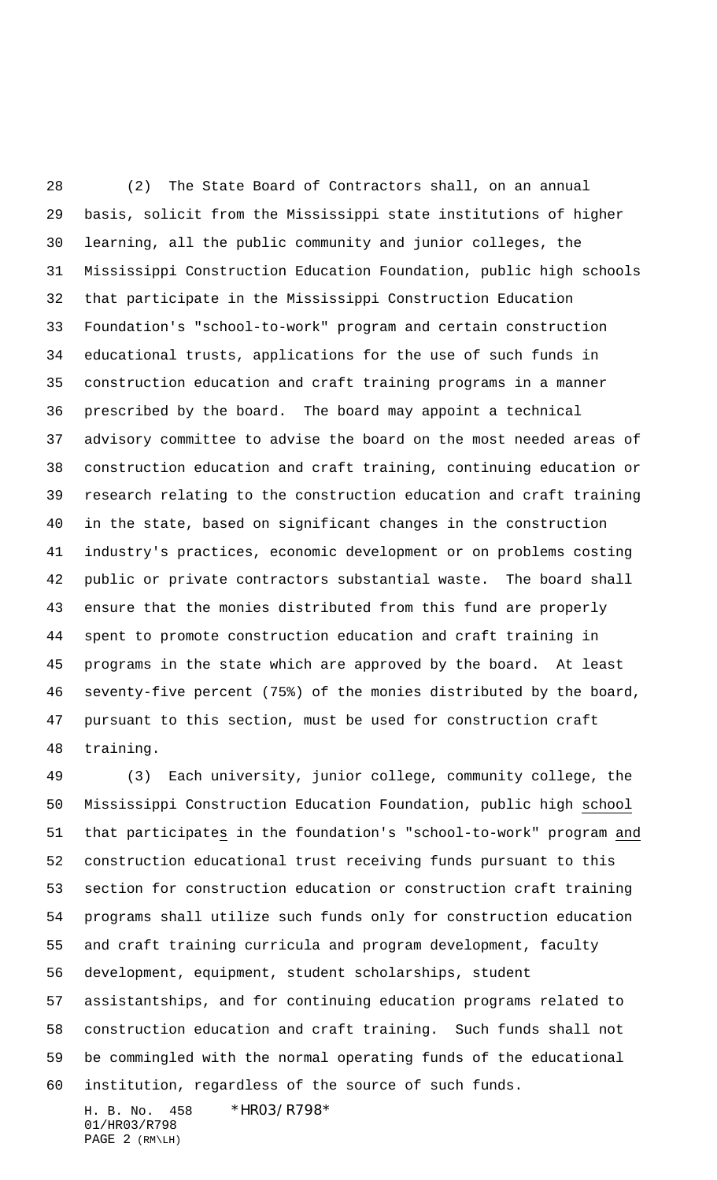(2) The State Board of Contractors shall, on an annual basis, solicit from the Mississippi state institutions of higher learning, all the public community and junior colleges, the Mississippi Construction Education Foundation, public high schools that participate in the Mississippi Construction Education Foundation's "school-to-work" program and certain construction educational trusts, applications for the use of such funds in construction education and craft training programs in a manner prescribed by the board. The board may appoint a technical advisory committee to advise the board on the most needed areas of construction education and craft training, continuing education or research relating to the construction education and craft training in the state, based on significant changes in the construction industry's practices, economic development or on problems costing public or private contractors substantial waste. The board shall ensure that the monies distributed from this fund are properly spent to promote construction education and craft training in programs in the state which are approved by the board. At least seventy-five percent (75%) of the monies distributed by the board, pursuant to this section, must be used for construction craft training.

(3) Each university, junior college, community college, the Mississippi Construction Education Foundation, public high school that participates in the foundation's "school-to-work" program and construction educational trust receiving funds pursuant to this section for construction education or construction craft training programs shall utilize such funds only for construction education and craft training curricula and program development, faculty development, equipment, student scholarships, student assistantships, and for continuing education programs related to construction education and craft training. Such funds shall not be commingled with the normal operating funds of the educational institution, regardless of the source of such funds.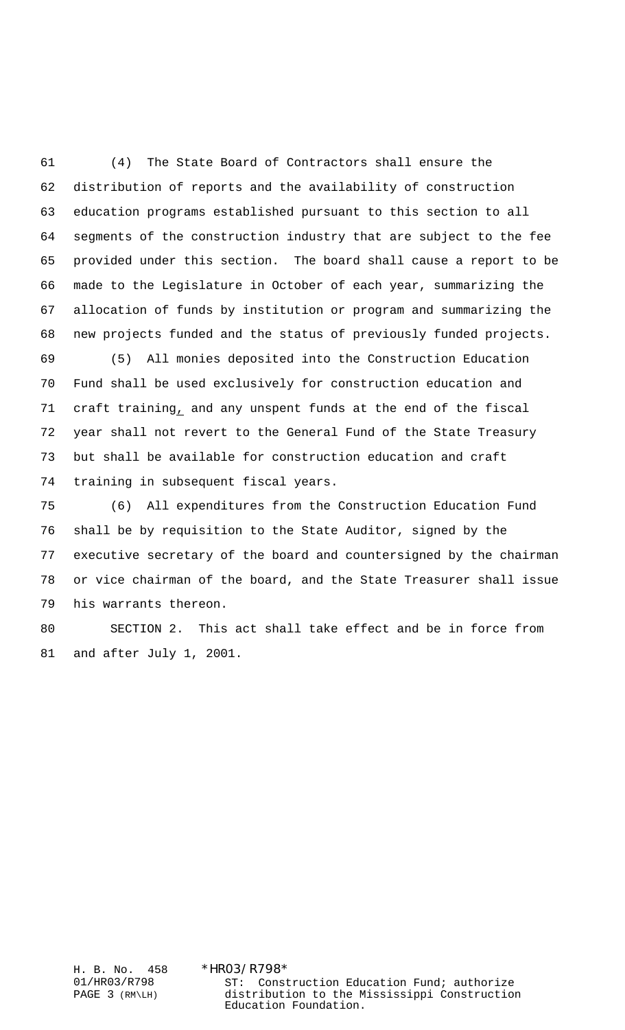(4) The State Board of Contractors shall ensure the distribution of reports and the availability of construction education programs established pursuant to this section to all segments of the construction industry that are subject to the fee provided under this section. The board shall cause a report to be made to the Legislature in October of each year, summarizing the allocation of funds by institution or program and summarizing the new projects funded and the status of previously funded projects.

(5) All monies deposited into the Construction Education Fund shall be used exclusively for construction education and craft training, and any unspent funds at the end of the fiscal year shall not revert to the General Fund of the State Treasury but shall be available for construction education and craft training in subsequent fiscal years.

(6) All expenditures from the Construction Education Fund shall be by requisition to the State Auditor, signed by the executive secretary of the board and countersigned by the chairman or vice chairman of the board, and the State Treasurer shall issue his warrants thereon.

SECTION 2. This act shall take effect and be in force from and after July 1, 2001.

ST: Construction Education Fund; authorize distribution to the Mississippi Construction Education Foundation.